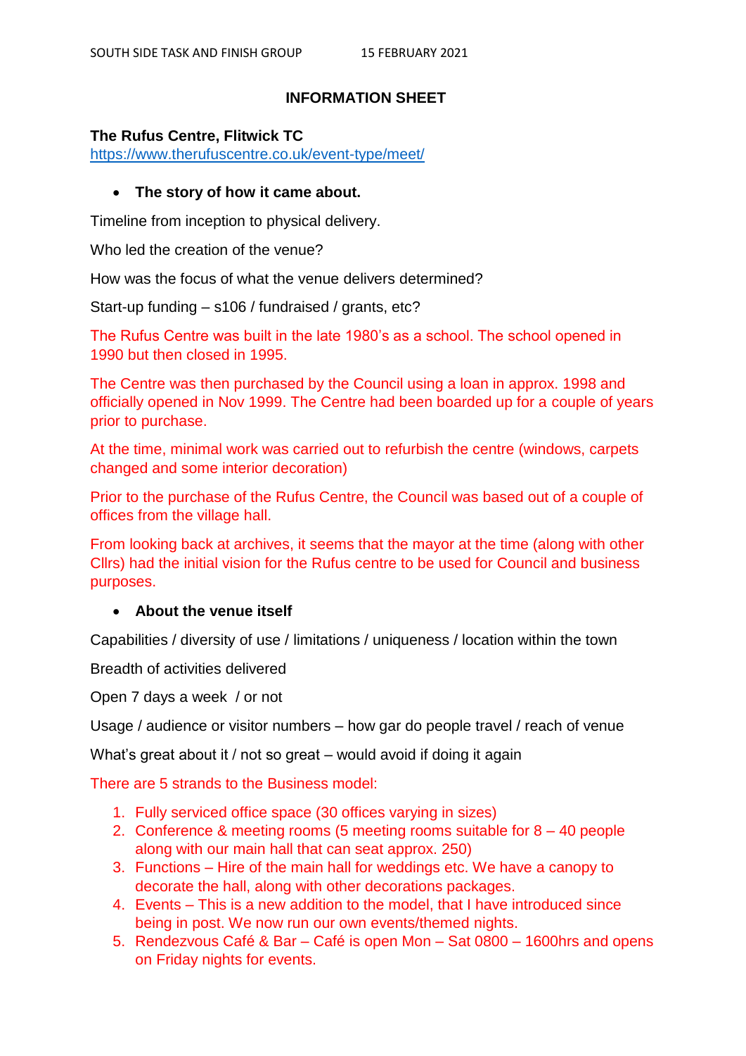SOUTH SIDE TASK AND FINISH GROUP 15 FEBRUARY 2021

## INFORMATION SHEET

**The Rufus Centre, Flitwick TC**
https://www.therufuscentre.co.uk/event-type/meet/

- **The story of how it came about.**

Timeline from inception to physical delivery.

Who led the creation of the venue?

How was the focus of what the venue delivers determined?

Start-up funding – s106 / fundraised / grants, etc?

The Rufus Centre was built in the late 1980's as a school. The school opened in 1990 but then closed in 1995.

The Centre was then purchased by the Council using a loan in approx. 1998 and officially opened in Nov 1999. The Centre had been boarded up for a couple of years prior to purchase.

At the time, minimal work was carried out to refurbish the centre (windows, carpets changed and some interior decoration)

Prior to the purchase of the Rufus Centre, the Council was based out of a couple of offices from the village hall.

From looking back at archives, it seems that the mayor at the time (along with other Cllrs) had the initial vision for the Rufus centre to be used for Council and business purposes.

- **About the venue itself**

Capabilities / diversity of use / limitations / uniqueness / location within the town

Breadth of activities delivered

Open 7 days a week / or not

Usage / audience or visitor numbers – how gar do people travel / reach of venue

What's great about it / not so great – would avoid if doing it again

There are 5 strands to the Business model:

1. Fully serviced office space (30 offices varying in sizes)
2. Conference & meeting rooms (5 meeting rooms suitable for 8 – 40 people along with our main hall that can seat approx. 250)
3. Functions – Hire of the main hall for weddings etc. We have a canopy to decorate the hall, along with other decorations packages.
4. Events – This is a new addition to the model, that I have introduced since being in post. We now run our own events/themed nights.
5. Rendezvous Café & Bar – Café is open Mon – Sat 0800 – 1600hrs and opens on Friday nights for events.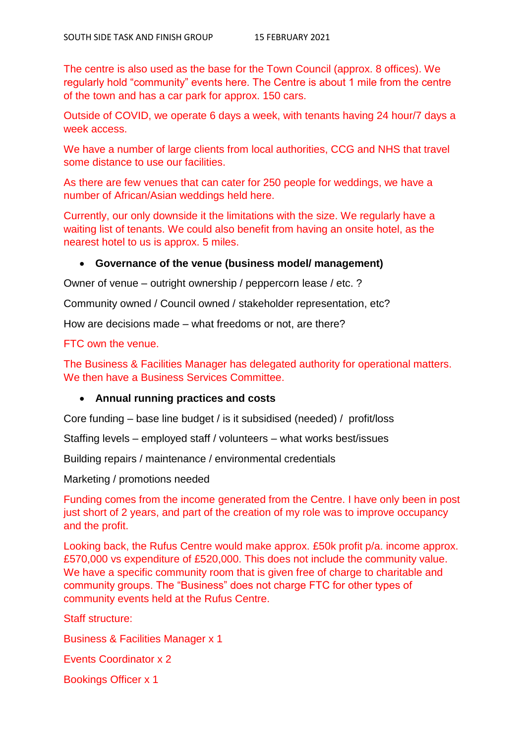The centre is also used as the base for the Town Council (approx. 8 offices). We regularly hold "community" events here. The Centre is about 1 mile from the centre of the town and has a car park for approx. 150 cars.

Outside of COVID, we operate 6 days a week, with tenants having 24 hour/7 days a week access.

We have a number of large clients from local authorities, CCG and NHS that travel some distance to use our facilities.

As there are few venues that can cater for 250 people for weddings, we have a number of African/Asian weddings held here.

Currently, our only downside it the limitations with the size. We regularly have a waiting list of tenants. We could also benefit from having an onsite hotel, as the nearest hotel to us is approx. 5 miles.

- **Governance of the venue (business model/ management)**

Owner of venue – outright ownership / peppercorn lease / etc. ?

Community owned / Council owned / stakeholder representation, etc?

How are decisions made – what freedoms or not, are there?

FTC own the venue.

The Business & Facilities Manager has delegated authority for operational matters. We then have a Business Services Committee.

- **Annual running practices and costs**

Core funding – base line budget / is it subsidised (needed) / profit/loss

Staffing levels – employed staff / volunteers – what works best/issues

Building repairs / maintenance / environmental credentials

Marketing / promotions needed

Funding comes from the income generated from the Centre. I have only been in post just short of 2 years, and part of the creation of my role was to improve occupancy and the profit.

Looking back, the Rufus Centre would make approx. £50k profit p/a. income approx. £570,000 vs expenditure of £520,000. This does not include the community value. We have a specific community room that is given free of charge to charitable and community groups. The "Business" does not charge FTC for other types of community events held at the Rufus Centre.

Staff structure:

Business & Facilities Manager x 1

Events Coordinator x 2

Bookings Officer x 1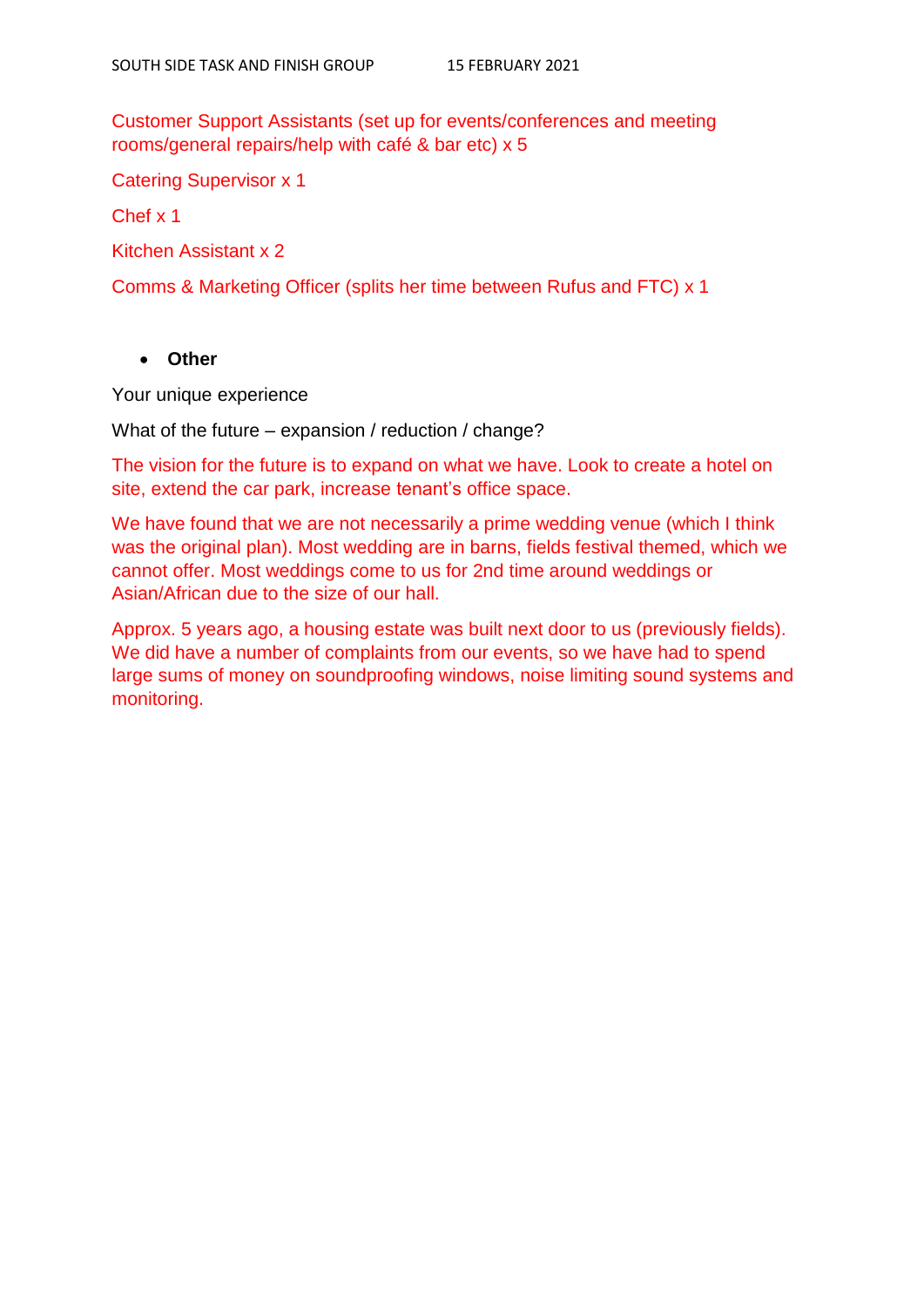Customer Support Assistants (set up for events/conferences and meeting rooms/general repairs/help with café & bar etc) x 5

Catering Supervisor x 1

Chef x 1

Kitchen Assistant x 2

Comms & Marketing Officer (splits her time between Rufus and FTC) x 1

- **Other**

Your unique experience

What of the future – expansion / reduction / change?

The vision for the future is to expand on what we have. Look to create a hotel on site, extend the car park, increase tenant's office space.

We have found that we are not necessarily a prime wedding venue (which I think was the original plan). Most wedding are in barns, fields festival themed, which we cannot offer. Most weddings come to us for 2nd time around weddings or Asian/African due to the size of our hall.

Approx. 5 years ago, a housing estate was built next door to us (previously fields). We did have a number of complaints from our events, so we have had to spend large sums of money on soundproofing windows, noise limiting sound systems and monitoring.